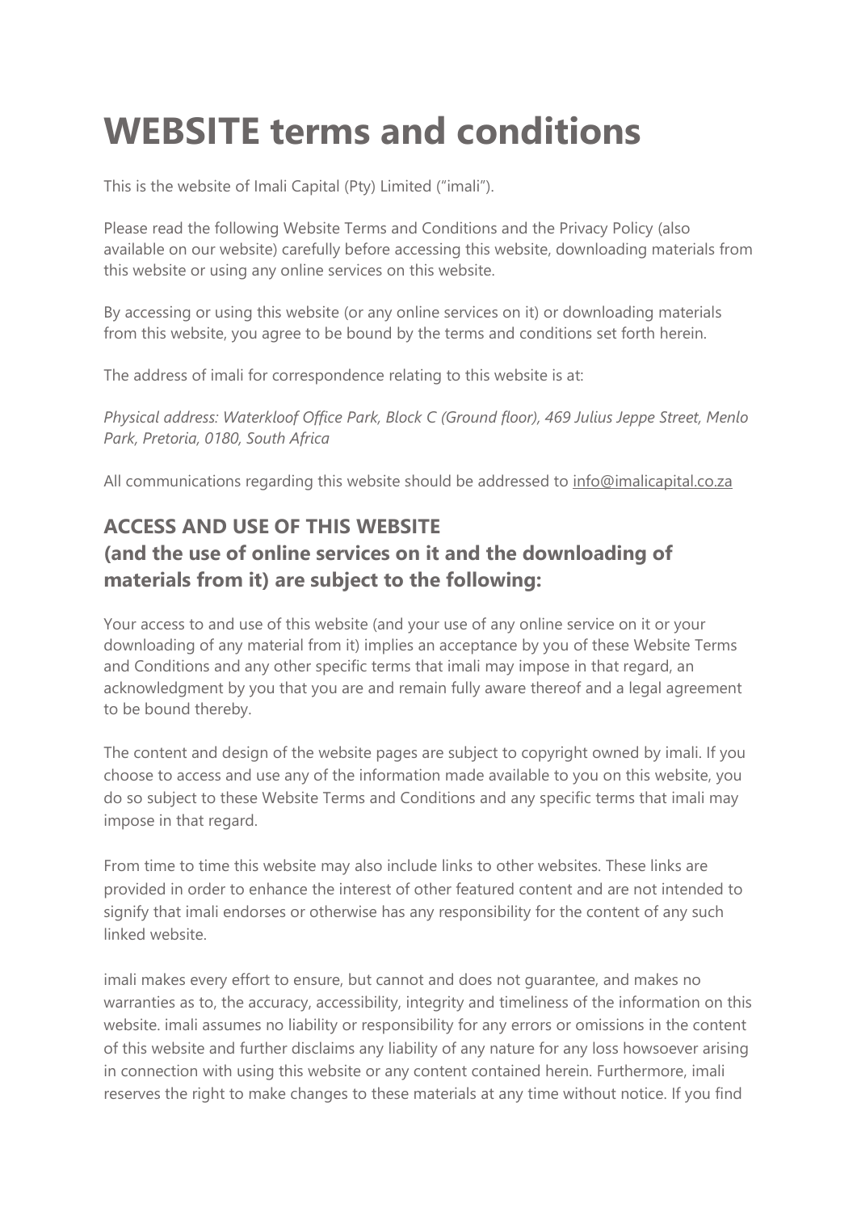# WEBSITE terms and conditions

This is the website of Imali Capital (Pty) Limited ("imali").

Please read the following Website Terms and Conditions and the Privacy Policy (also available on our website) carefully before accessing this website, downloading materials from this website or using any online services on this website.

By accessing or using this website (or any online services on it) or downloading materials from this website, you agree to be bound by the terms and conditions set forth herein.

The address of imali for correspondence relating to this website is at:

*Physical address: Waterkloof Office Park, Block C (Ground floor), 469 Julius Jeppe Street, Menlo Park, Pretoria, 0180, South Africa*

All communications regarding this website should be addressed to info@imalicapital.co.za

## ACCESS AND USE OF THIS WEBSITE (and the use of online services on it and the downloading of materials from it) are subject to the following:

Your access to and use of this website (and your use of any online service on it or your downloading of any material from it) implies an acceptance by you of these Website Terms and Conditions and any other specific terms that imali may impose in that regard, an acknowledgment by you that you are and remain fully aware thereof and a legal agreement to be bound thereby.

The content and design of the website pages are subject to copyright owned by imali. If you choose to access and use any of the information made available to you on this website, you do so subject to these Website Terms and Conditions and any specific terms that imali may impose in that regard.

From time to time this website may also include links to other websites. These links are provided in order to enhance the interest of other featured content and are not intended to signify that imali endorses or otherwise has any responsibility for the content of any such linked website.

imali makes every effort to ensure, but cannot and does not guarantee, and makes no warranties as to, the accuracy, accessibility, integrity and timeliness of the information on this website. imali assumes no liability or responsibility for any errors or omissions in the content of this website and further disclaims any liability of any nature for any loss howsoever arising in connection with using this website or any content contained herein. Furthermore, imali reserves the right to make changes to these materials at any time without notice. If you find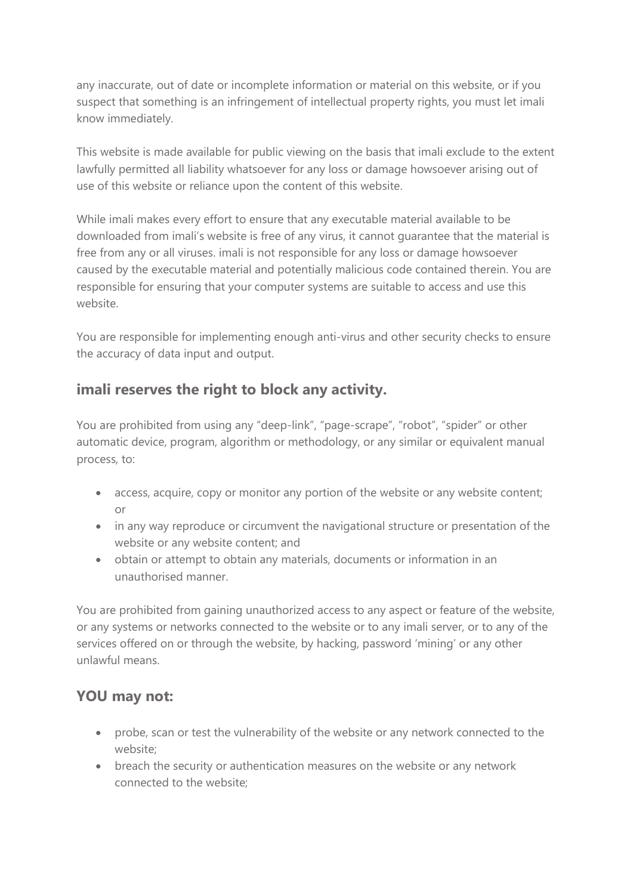any inaccurate, out of date or incomplete information or material on this website, or if you suspect that something is an infringement of intellectual property rights, you must let imali know immediately.

This website is made available for public viewing on the basis that imali exclude to the extent lawfully permitted all liability whatsoever for any loss or damage howsoever arising out of use of this website or reliance upon the content of this website.

While imali makes every effort to ensure that any executable material available to be downloaded from imali's website is free of any virus, it cannot guarantee that the material is free from any or all viruses. imali is not responsible for any loss or damage howsoever caused by the executable material and potentially malicious code contained therein. You are responsible for ensuring that your computer systems are suitable to access and use this website.

You are responsible for implementing enough anti-virus and other security checks to ensure the accuracy of data input and output.

## imali reserves the right to block any activity.

You are prohibited from using any "deep-link", "page-scrape", "robot", "spider" or other automatic device, program, algorithm or methodology, or any similar or equivalent manual process, to:

- access, acquire, copy or monitor any portion of the website or any website content; or
- in any way reproduce or circumvent the navigational structure or presentation of the website or any website content; and
- obtain or attempt to obtain any materials, documents or information in an unauthorised manner.

You are prohibited from gaining unauthorized access to any aspect or feature of the website, or any systems or networks connected to the website or to any imali server, or to any of the services offered on or through the website, by hacking, password 'mining' or any other unlawful means.

## YOU may not:

- probe, scan or test the vulnerability of the website or any network connected to the website;
- breach the security or authentication measures on the website or any network connected to the website;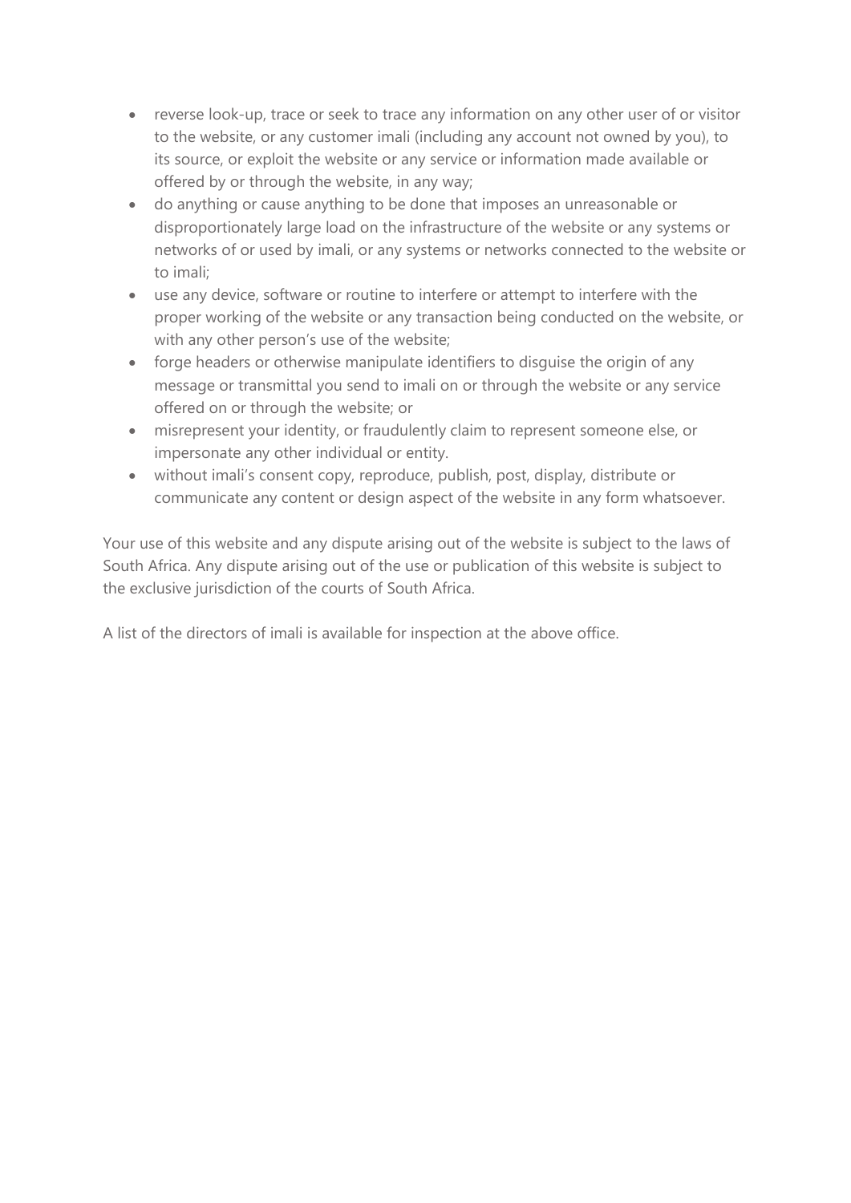- reverse look-up, trace or seek to trace any information on any other user of or visitor to the website, or any customer imali (including any account not owned by you), to its source, or exploit the website or any service or information made available or offered by or through the website, in any way;
- do anything or cause anything to be done that imposes an unreasonable or disproportionately large load on the infrastructure of the website or any systems or networks of or used by imali, or any systems or networks connected to the website or to imali;
- use any device, software or routine to interfere or attempt to interfere with the proper working of the website or any transaction being conducted on the website, or with any other person's use of the website;
- forge headers or otherwise manipulate identifiers to disguise the origin of any message or transmittal you send to imali on or through the website or any service offered on or through the website; or
- misrepresent your identity, or fraudulently claim to represent someone else, or impersonate any other individual or entity.
- without imali's consent copy, reproduce, publish, post, display, distribute or communicate any content or design aspect of the website in any form whatsoever.

Your use of this website and any dispute arising out of the website is subject to the laws of South Africa. Any dispute arising out of the use or publication of this website is subject to the exclusive jurisdiction of the courts of South Africa.

A list of the directors of imali is available for inspection at the above office.